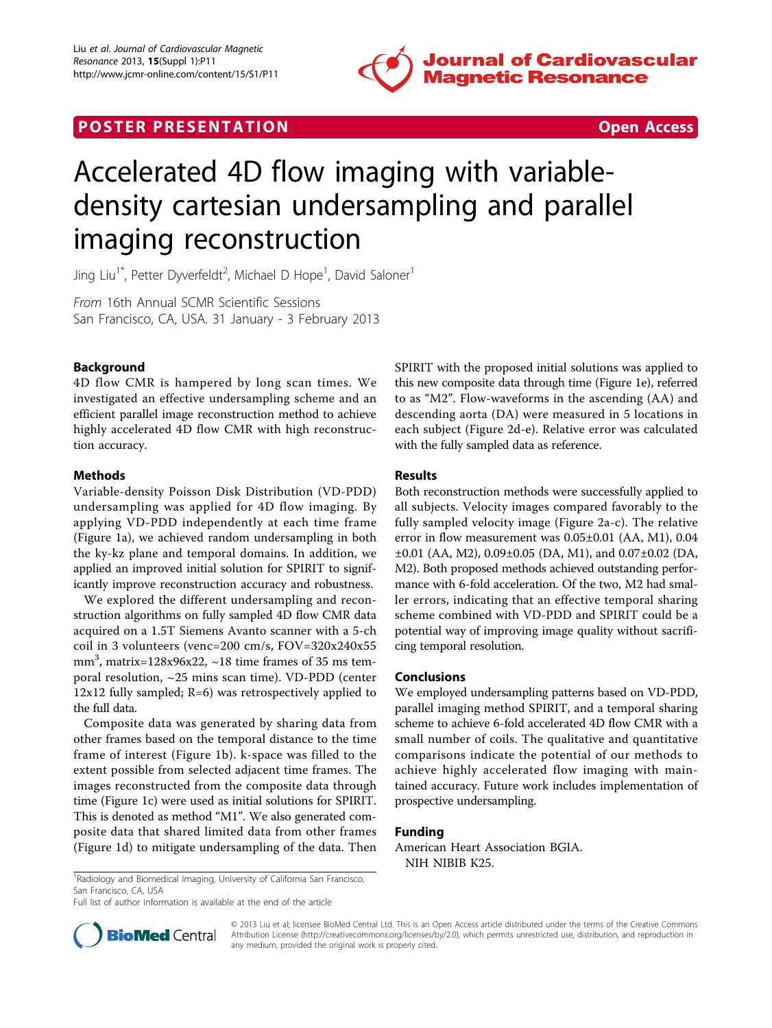POSTER PRESENTATION **Open Access**

# Accelerated 4D flow imaging with variable-density cartesian undersampling and parallel imaging reconstruction

Jing Liu[1*], Petter Dyverfeldt[2], Michael D Hope[1], David Saloner[1]

*From* 16th Annual SCMR Scientific Sessions
San Francisco, CA, USA. 31 January - 3 February 2013

## Background

4D flow CMR is hampered by long scan times. We investigated an effective undersampling scheme and an efficient parallel image reconstruction method to achieve highly accelerated 4D flow CMR with high reconstruction accuracy.

## Methods

Variable-density Poisson Disk Distribution (VD-PDD) undersampling was applied for 4D flow imaging. By applying VD-PDD independently at each time frame (Figure 1a), we achieved random undersampling in both the ky-kz plane and temporal domains. In addition, we applied an improved initial solution for SPIRIT to significantly improve reconstruction accuracy and robustness.

We explored the different undersampling and reconstruction algorithms on fully sampled 4D flow CMR data acquired on a 1.5T Siemens Avanto scanner with a 5-ch coil in 3 volunteers (venc=200 cm/s, FOV=320x240x55 mm$^3$, matrix=128x96x22, ~18 time frames of 35 ms temporal resolution, ~25 mins scan time). VD-PDD (center 12x12 fully sampled; R=6) was retrospectively applied to the full data.

Composite data was generated by sharing data from other frames based on the temporal distance to the time frame of interest (Figure 1b). k-space was filled to the extent possible from selected adjacent time frames. The images reconstructed from the composite data through time (Figure 1c) were used as initial solutions for SPIRIT. This is denoted as method "M1". We also generated composite data that shared limited data from other frames (Figure 1d) to mitigate undersampling of the data. Then SPIRIT with the proposed initial solutions was applied to this new composite data through time (Figure 1e), referred to as "M2". Flow-waveforms in the ascending (AA) and descending aorta (DA) were measured in 5 locations in each subject (Figure 2d-e). Relative error was calculated with the fully sampled data as reference.

## Results

Both reconstruction methods were successfully applied to all subjects. Velocity images compared favorably to the fully sampled velocity image (Figure 2a-c). The relative error in flow measurement was 0.05±0.01 (AA, M1), 0.04 ±0.01 (AA, M2), 0.09±0.05 (DA, M1), and 0.07±0.02 (DA, M2). Both proposed methods achieved outstanding performance with 6-fold acceleration. Of the two, M2 had smaller errors, indicating that an effective temporal sharing scheme combined with VD-PDD and SPIRIT could be a potential way of improving image quality without sacrificing temporal resolution.

## Conclusions

We employed undersampling patterns based on VD-PDD, parallel imaging method SPIRIT, and a temporal sharing scheme to achieve 6-fold accelerated 4D flow CMR with a small number of coils. The qualitative and quantitative comparisons indicate the potential of our methods to achieve highly accelerated flow imaging with maintained accuracy. Future work includes implementation of prospective undersampling.

## Funding

American Heart Association BGIA.
NIH NIBIB K25.

[1]Radiology and Biomedical Imaging, University of California San Francisco, San Francisco, CA, USA
Full list of author information is available at the end of the article

© 2013 Liu et al; licensee BioMed Central Ltd. This is an Open Access article distributed under the terms of the Creative Commons Attribution License (http://creativecommons.org/licenses/by/2.0), which permits unrestricted use, distribution, and reproduction in any medium, provided the original work is properly cited.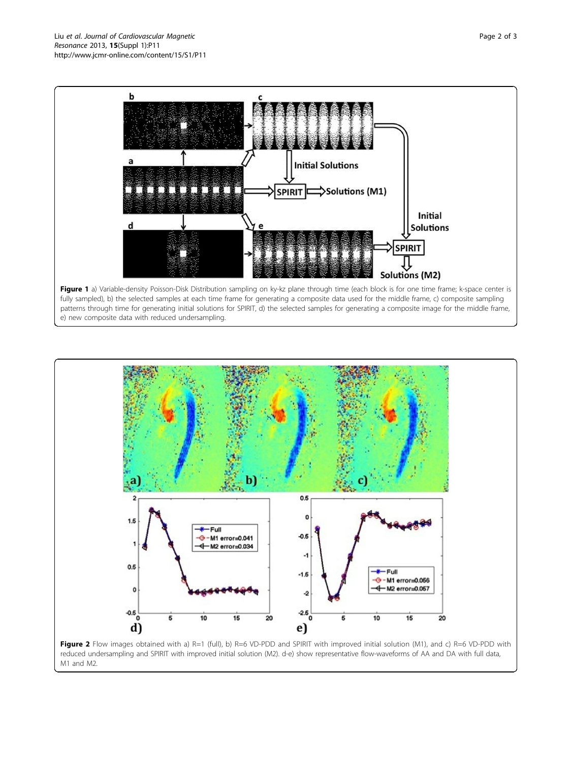**Figure 1** a) Variable-density Poisson-Disk Distribution sampling on ky-kz plane through time (each block is for one time frame; k-space center is fully sampled), b) the selected samples at each time frame for generating a composite data used for the middle frame, c) composite sampling patterns through time for generating initial solutions for SPIRIT, d) the selected samples for generating a composite image for the middle frame, e) new composite data with reduced undersampling.

**Figure 2** Flow images obtained with a) R=1 (full), b) R=6 VD-PDD and SPIRIT with improved initial solution (M1), and c) R=6 VD-PDD with reduced undersampling and SPIRIT with improved initial solution (M2). d-e) show representative flow-waveforms of AA and DA with full data, M1 and M2.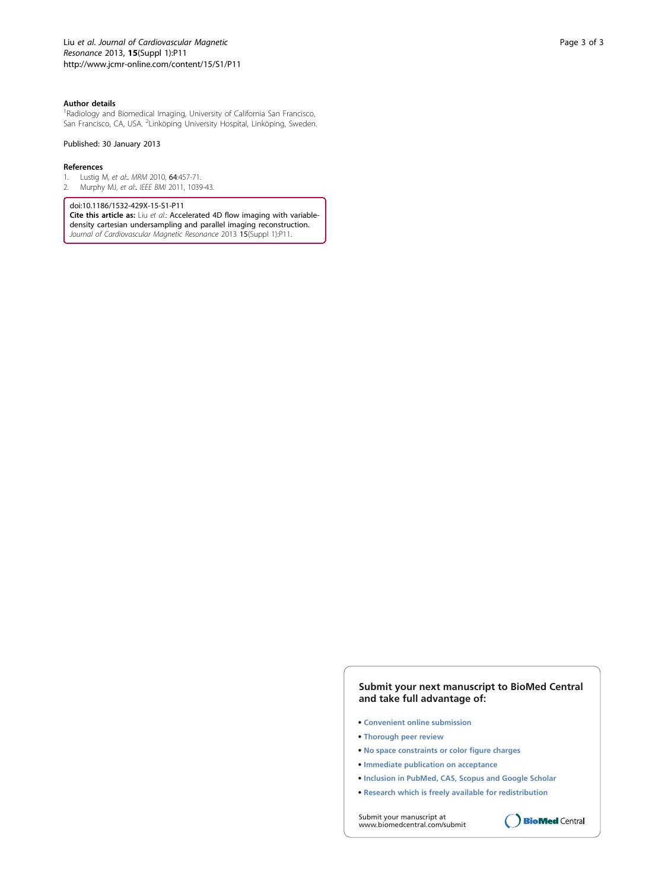#### Author details

[1]Radiology and Biomedical Imaging, University of California San Francisco, San Francisco, CA, USA. [2]Linköping University Hospital, Linköping, Sweden.

Published: 30 January 2013

#### References

1. Lustig M, *et al*:. *MRM* 2010, **64**:457-71.
2. Murphy MJ, *et al*:. *IEEE BMI* 2011, 1039-43.

doi:10.1186/1532-429X-15-S1-P11
**Cite this article as:** Liu *et al.*: Accelerated 4D flow imaging with variable-density cartesian undersampling and parallel imaging reconstruction. *Journal of Cardiovascular Magnetic Resonance* 2013 **15**(Suppl 1):P11.

**Submit your next manuscript to BioMed Central and take full advantage of:**

- **Convenient online submission**
- **Thorough peer review**
- **No space constraints or color figure charges**
- **Immediate publication on acceptance**
- **Inclusion in PubMed, CAS, Scopus and Google Scholar**
- **Research which is freely available for redistribution**

Submit your manuscript at
www.biomedcentral.com/submit

BioMed Central